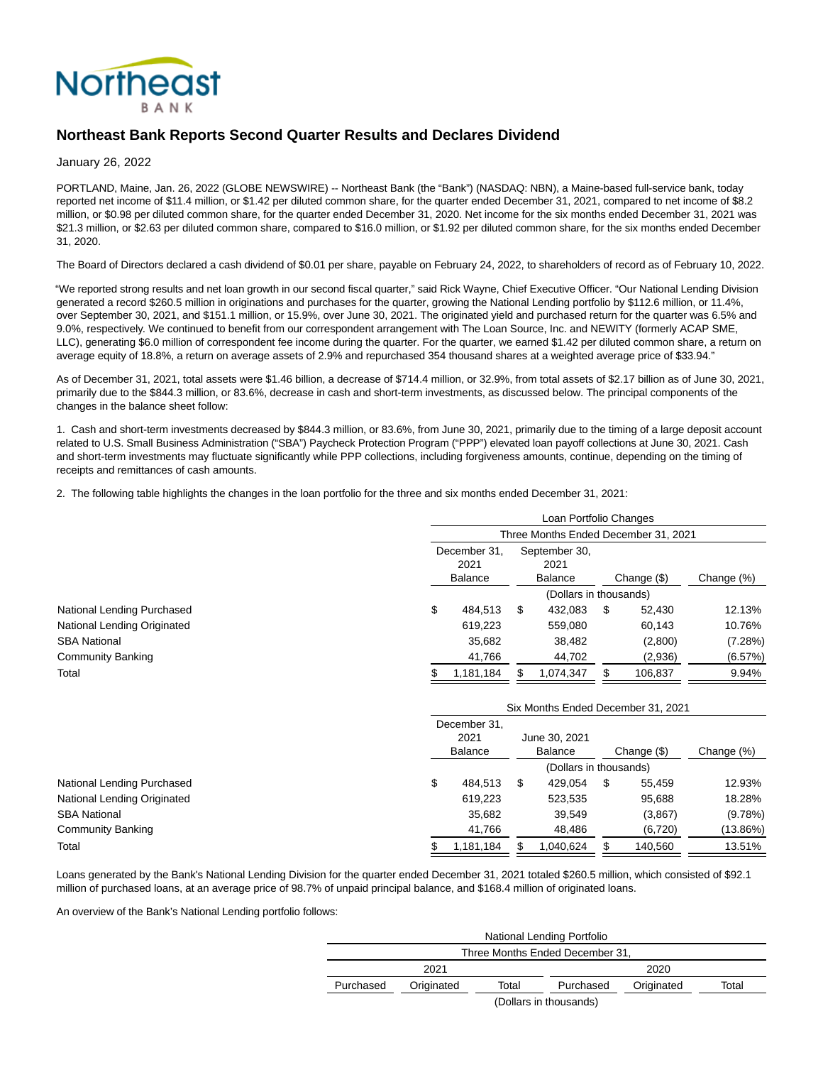Northeast
BANK

# Northeast Bank Reports Second Quarter Results and Declares Dividend

January 26, 2022

PORTLAND, Maine, Jan. 26, 2022 (GLOBE NEWSWIRE) -- Northeast Bank (the "Bank") (NASDAQ: NBN), a Maine-based full-service bank, today reported net income of $11.4 million, or $1.42 per diluted common share, for the quarter ended December 31, 2021, compared to net income of $8.2 million, or $0.98 per diluted common share, for the quarter ended December 31, 2020. Net income for the six months ended December 31, 2021 was $21.3 million, or $2.63 per diluted common share, compared to $16.0 million, or $1.92 per diluted common share, for the six months ended December 31, 2020.

The Board of Directors declared a cash dividend of $0.01 per share, payable on February 24, 2022, to shareholders of record as of February 10, 2022.

"We reported strong results and net loan growth in our second fiscal quarter," said Rick Wayne, Chief Executive Officer. "Our National Lending Division generated a record $260.5 million in originations and purchases for the quarter, growing the National Lending portfolio by $112.6 million, or 11.4%, over September 30, 2021, and $151.1 million, or 15.9%, over June 30, 2021. The originated yield and purchased return for the quarter was 6.5% and 9.0%, respectively. We continued to benefit from our correspondent arrangement with The Loan Source, Inc. and NEWITY (formerly ACAP SME, LLC), generating $6.0 million of correspondent fee income during the quarter. For the quarter, we earned $1.42 per diluted common share, a return on average equity of 18.8%, a return on average assets of 2.9% and repurchased 354 thousand shares at a weighted average price of $33.94."

As of December 31, 2021, total assets were $1.46 billion, a decrease of $714.4 million, or 32.9%, from total assets of $2.17 billion as of June 30, 2021, primarily due to the $844.3 million, or 83.6%, decrease in cash and short-term investments, as discussed below. The principal components of the changes in the balance sheet follow:

1. Cash and short-term investments decreased by $844.3 million, or 83.6%, from June 30, 2021, primarily due to the timing of a large deposit account related to U.S. Small Business Administration ("SBA") Paycheck Protection Program ("PPP") elevated loan payoff collections at June 30, 2021. Cash and short-term investments may fluctuate significantly while PPP collections, including forgiveness amounts, continue, depending on the timing of receipts and remittances of cash amounts.

2. The following table highlights the changes in the loan portfolio for the three and six months ended December 31, 2021:

| | Loan Portfolio Changes | | | |
|---|---|---|---|---|
| | Three Months Ended December 31, 2021 | | | |
| | December 31, 2021 Balance | September 30, 2021 Balance | Change ($) | Change (%) |
| | (Dollars in thousands) | | | |
| National Lending Purchased | $ 484,513 | $ 432,083 | $ 52,430 | 12.13% |
| National Lending Originated | 619,223 | 559,080 | 60,143 | 10.76% |
| SBA National | 35,682 | 38,482 | (2,800) | (7.28%) |
| Community Banking | 41,766 | 44,702 | (2,936) | (6.57%) |
| Total | $ 1,181,184 | $ 1,074,347 | $ 106,837 | 9.94% |

| | Six Months Ended December 31, 2021 | | | |
|---|---|---|---|---|
| | December 31, 2021 Balance | June 30, 2021 Balance | Change ($) | Change (%) |
| | (Dollars in thousands) | | | |
| National Lending Purchased | $ 484,513 | $ 429,054 | $ 55,459 | 12.93% |
| National Lending Originated | 619,223 | 523,535 | 95,688 | 18.28% |
| SBA National | 35,682 | 39,549 | (3,867) | (9.78%) |
| Community Banking | 41,766 | 48,486 | (6,720) | (13.86%) |
| Total | $ 1,181,184 | $ 1,040,624 | $ 140,560 | 13.51% |

Loans generated by the Bank's National Lending Division for the quarter ended December 31, 2021 totaled $260.5 million, which consisted of $92.1 million of purchased loans, at an average price of 98.7% of unpaid principal balance, and $168.4 million of originated loans.

An overview of the Bank's National Lending portfolio follows:

| National Lending Portfolio | | | | | |
|---|---|---|---|---|---|
| Three Months Ended December 31, | | | | | |
| 2021 | | | 2020 | | |
| Purchased | Originated | Total | Purchased | Originated | Total |
| (Dollars in thousands) | | | | | |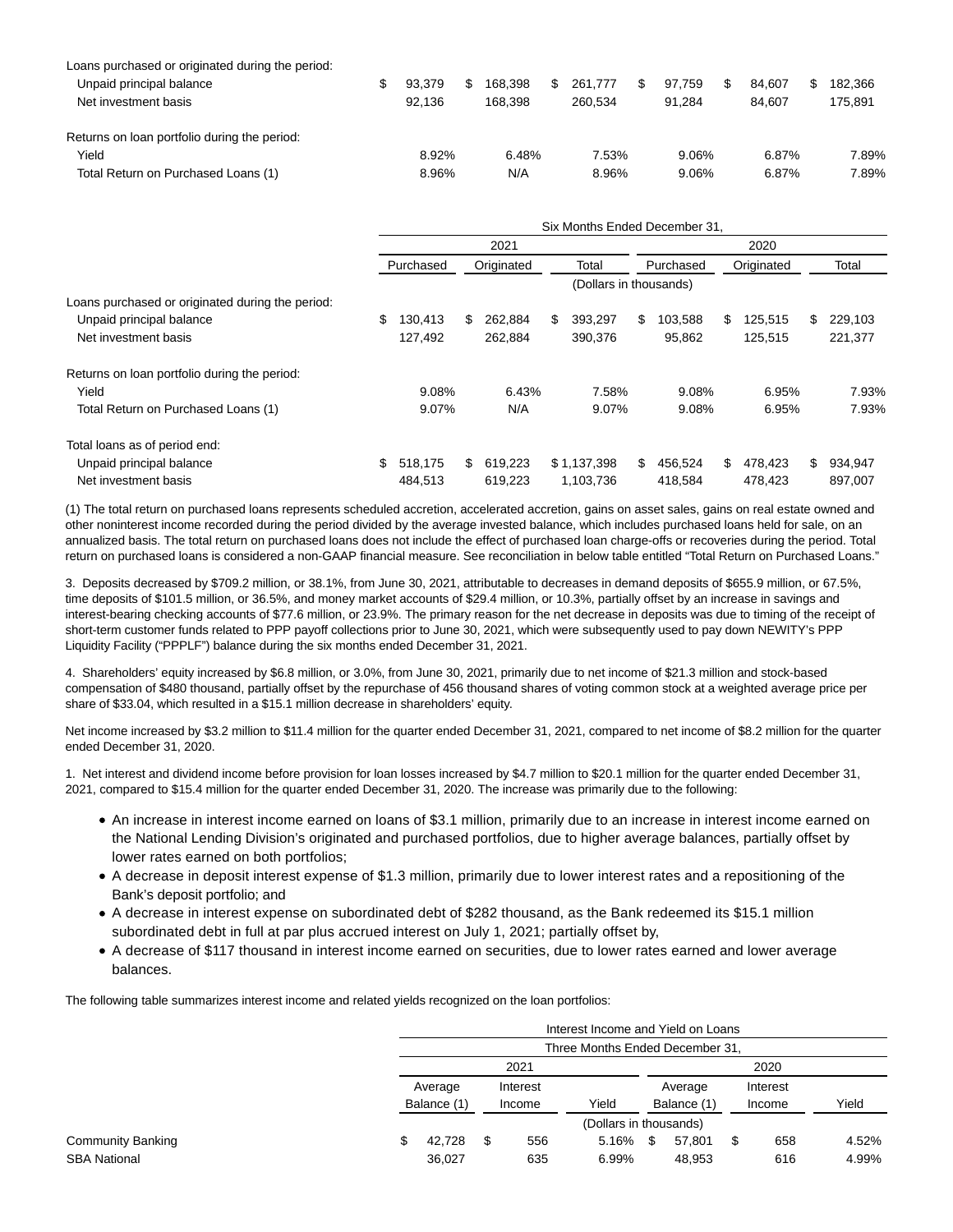| | Purchased | Originated | Total | Purchased | Originated | Total |
|---|---|---|---|---|---|---|
| Loans purchased or originated during the period: | | | | | | |
| Unpaid principal balance | $ 93,379 | $ 168,398 | $ 261,777 | $ 97,759 | $ 84,607 | $ 182,366 |
| Net investment basis | 92,136 | 168,398 | 260,534 | 91,284 | 84,607 | 175,891 |
| Returns on loan portfolio during the period: | | | | | | |
| Yield | 8.92% | 6.48% | 7.53% | 9.06% | 6.87% | 7.89% |
| Total Return on Purchased Loans (1) | 8.96% | N/A | 8.96% | 9.06% | 6.87% | 7.89% |

| | Six Months Ended December 31, | | | | | |
|---|---|---|---|---|---|---|
| | 2021 | | | 2020 | | |
| | Purchased | Originated | Total | Purchased | Originated | Total |
| | (Dollars in thousands) | | | | | |
| Loans purchased or originated during the period: | | | | | | |
| Unpaid principal balance | $ 130,413 | $ 262,884 | $ 393,297 | $ 103,588 | $ 125,515 | $ 229,103 |
| Net investment basis | 127,492 | 262,884 | 390,376 | 95,862 | 125,515 | 221,377 |
| Returns on loan portfolio during the period: | | | | | | |
| Yield | 9.08% | 6.43% | 7.58% | 9.08% | 6.95% | 7.93% |
| Total Return on Purchased Loans (1) | 9.07% | N/A | 9.07% | 9.08% | 6.95% | 7.93% |
| Total loans as of period end: | | | | | | |
| Unpaid principal balance | $ 518,175 | $ 619,223 | $ 1,137,398 | $ 456,524 | $ 478,423 | $ 934,947 |
| Net investment basis | 484,513 | 619,223 | 1,103,736 | 418,584 | 478,423 | 897,007 |

(1) The total return on purchased loans represents scheduled accretion, accelerated accretion, gains on asset sales, gains on real estate owned and other noninterest income recorded during the period divided by the average invested balance, which includes purchased loans held for sale, on an annualized basis. The total return on purchased loans does not include the effect of purchased loan charge-offs or recoveries during the period. Total return on purchased loans is considered a non-GAAP financial measure. See reconciliation in below table entitled "Total Return on Purchased Loans."

3. Deposits decreased by $709.2 million, or 38.1%, from June 30, 2021, attributable to decreases in demand deposits of $655.9 million, or 67.5%, time deposits of $101.5 million, or 36.5%, and money market accounts of $29.4 million, or 10.3%, partially offset by an increase in savings and interest-bearing checking accounts of $77.6 million, or 23.9%. The primary reason for the net decrease in deposits was due to timing of the receipt of short-term customer funds related to PPP payoff collections prior to June 30, 2021, which were subsequently used to pay down NEWITY's PPP Liquidity Facility ("PPPLF") balance during the six months ended December 31, 2021.

4. Shareholders' equity increased by $6.8 million, or 3.0%, from June 30, 2021, primarily due to net income of $21.3 million and stock-based compensation of $480 thousand, partially offset by the repurchase of 456 thousand shares of voting common stock at a weighted average price per share of $33.04, which resulted in a $15.1 million decrease in shareholders' equity.

Net income increased by $3.2 million to $11.4 million for the quarter ended December 31, 2021, compared to net income of $8.2 million for the quarter ended December 31, 2020.

1. Net interest and dividend income before provision for loan losses increased by $4.7 million to $20.1 million for the quarter ended December 31, 2021, compared to $15.4 million for the quarter ended December 31, 2020. The increase was primarily due to the following:

- An increase in interest income earned on loans of $3.1 million, primarily due to an increase in interest income earned on the National Lending Division's originated and purchased portfolios, due to higher average balances, partially offset by lower rates earned on both portfolios;
- A decrease in deposit interest expense of $1.3 million, primarily due to lower interest rates and a repositioning of the Bank's deposit portfolio; and
- A decrease in interest expense on subordinated debt of $282 thousand, as the Bank redeemed its $15.1 million subordinated debt in full at par plus accrued interest on July 1, 2021; partially offset by,
- A decrease of $117 thousand in interest income earned on securities, due to lower rates earned and lower average balances.

The following table summarizes interest income and related yields recognized on the loan portfolios:

| | Interest Income and Yield on Loans | | | | | |
|---|---|---|---|---|---|---|
| | Three Months Ended December 31, | | | | | |
| | 2021 | | | 2020 | | |
| | Average Balance (1) | Interest Income | Yield | Average Balance (1) | Interest Income | Yield |
| | (Dollars in thousands) | | | | | |
| Community Banking | $ 42,728 | $ 556 | 5.16% | $ 57,801 | $ 658 | 4.52% |
| SBA National | 36,027 | 635 | 6.99% | 48,953 | 616 | 4.99% |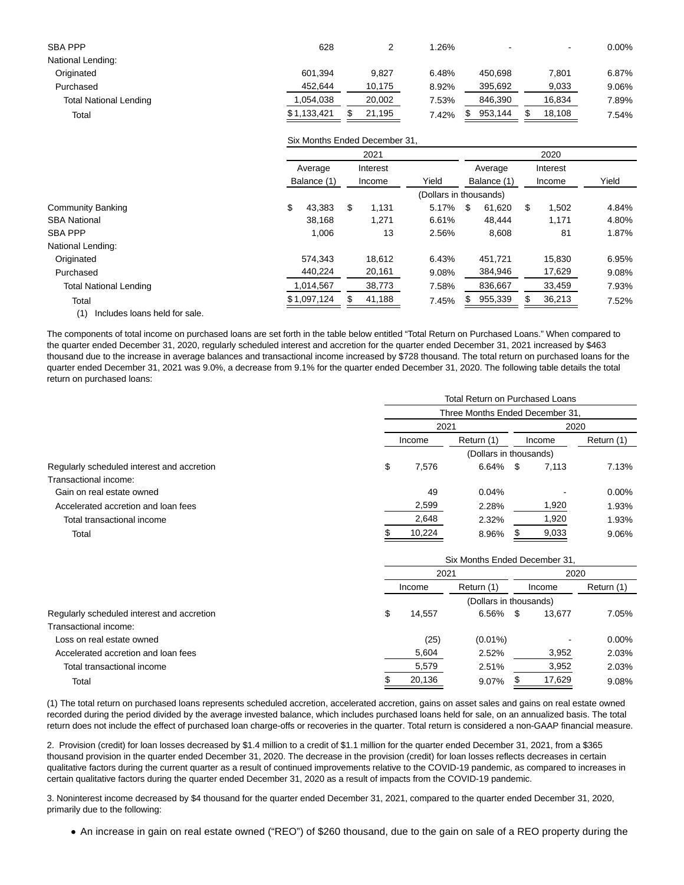| | Average Balance (1) | Interest Income | Yield | Average Balance (1) | Interest Income | Yield |
|---|---|---|---|---|---|---|
| SBA PPP | 628 | 2 | 1.26% | - | - | 0.00% |
| National Lending: | | | | | | |
| Originated | 601,394 | 9,827 | 6.48% | 450,698 | 7,801 | 6.87% |
| Purchased | 452,644 | 10,175 | 8.92% | 395,692 | 9,033 | 9.06% |
| Total National Lending | 1,054,038 | 20,002 | 7.53% | 846,390 | 16,834 | 7.89% |
| Total | $ 1,133,421 | $ 21,195 | 7.42% | $ 953,144 | $ 18,108 | 7.54% |

| | Six Months Ended December 31, | | | | | |
|---|---|---|---|---|---|---|
| | 2021 | | | 2020 | | |
| | Average Balance (1) | Interest Income | Yield | Average Balance (1) | Interest Income | Yield |
| | (Dollars in thousands) | | | | | |
| Community Banking | $ 43,383 | $ 1,131 | 5.17% | $ 61,620 | $ 1,502 | 4.84% |
| SBA National | 38,168 | 1,271 | 6.61% | 48,444 | 1,171 | 4.80% |
| SBA PPP | 1,006 | 13 | 2.56% | 8,608 | 81 | 1.87% |
| National Lending: | | | | | | |
| Originated | 574,343 | 18,612 | 6.43% | 451,721 | 15,830 | 6.95% |
| Purchased | 440,224 | 20,161 | 9.08% | 384,946 | 17,629 | 9.08% |
| Total National Lending | 1,014,567 | 38,773 | 7.58% | 836,667 | 33,459 | 7.93% |
| Total | $ 1,097,124 | $ 41,188 | 7.45% | $ 955,339 | $ 36,213 | 7.52% |

(1) Includes loans held for sale.

The components of total income on purchased loans are set forth in the table below entitled "Total Return on Purchased Loans." When compared to the quarter ended December 31, 2020, regularly scheduled interest and accretion for the quarter ended December 31, 2021 increased by $463 thousand due to the increase in average balances and transactional income increased by $728 thousand. The total return on purchased loans for the quarter ended December 31, 2021 was 9.0%, a decrease from 9.1% for the quarter ended December 31, 2020. The following table details the total return on purchased loans:

| | Total Return on Purchased Loans | | | |
|---|---|---|---|---|
| | Three Months Ended December 31, | | | |
| | 2021 | | 2020 | |
| | Income | Return (1) | Income | Return (1) |
| | (Dollars in thousands) | | | |
| Regularly scheduled interest and accretion | $ 7,576 | 6.64% | $ 7,113 | 7.13% |
| Transactional income: | | | | |
| Gain on real estate owned | 49 | 0.04% | - | 0.00% |
| Accelerated accretion and loan fees | 2,599 | 2.28% | 1,920 | 1.93% |
| Total transactional income | 2,648 | 2.32% | 1,920 | 1.93% |
| Total | $ 10,224 | 8.96% | $ 9,033 | 9.06% |

| | Six Months Ended December 31, | | | |
|---|---|---|---|---|
| | 2021 | | 2020 | |
| | Income | Return (1) | Income | Return (1) |
| | (Dollars in thousands) | | | |
| Regularly scheduled interest and accretion | $ 14,557 | 6.56% | $ 13,677 | 7.05% |
| Transactional income: | | | | |
| Loss on real estate owned | (25) | (0.01%) | - | 0.00% |
| Accelerated accretion and loan fees | 5,604 | 2.52% | 3,952 | 2.03% |
| Total transactional income | 5,579 | 2.51% | 3,952 | 2.03% |
| Total | $ 20,136 | 9.07% | $ 17,629 | 9.08% |

(1) The total return on purchased loans represents scheduled accretion, accelerated accretion, gains on asset sales and gains on real estate owned recorded during the period divided by the average invested balance, which includes purchased loans held for sale, on an annualized basis. The total return does not include the effect of purchased loan charge-offs or recoveries in the quarter. Total return is considered a non-GAAP financial measure.

2. Provision (credit) for loan losses decreased by $1.4 million to a credit of $1.1 million for the quarter ended December 31, 2021, from a $365 thousand provision in the quarter ended December 31, 2020. The decrease in the provision (credit) for loan losses reflects decreases in certain qualitative factors during the current quarter as a result of continued improvements relative to the COVID-19 pandemic, as compared to increases in certain qualitative factors during the quarter ended December 31, 2020 as a result of impacts from the COVID-19 pandemic.

3. Noninterest income decreased by $4 thousand for the quarter ended December 31, 2021, compared to the quarter ended December 31, 2020, primarily due to the following:

- An increase in gain on real estate owned ("REO") of $260 thousand, due to the gain on sale of a REO property during the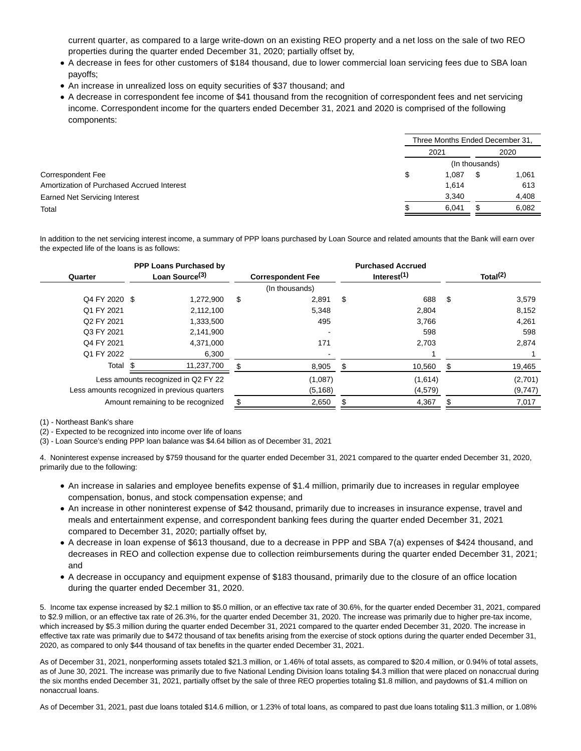current quarter, as compared to a large write-down on an existing REO property and a net loss on the sale of two REO properties during the quarter ended December 31, 2020; partially offset by,

- A decrease in fees for other customers of $184 thousand, due to lower commercial loan servicing fees due to SBA loan payoffs;
- An increase in unrealized loss on equity securities of $37 thousand; and
- A decrease in correspondent fee income of $41 thousand from the recognition of correspondent fees and net servicing income. Correspondent income for the quarters ended December 31, 2021 and 2020 is comprised of the following components:

| | Three Months Ended December 31, | |
|---|---|---|
| | 2021 | 2020 |
| | (In thousands) | |
| Correspondent Fee | $ 1,087 | $ 1,061 |
| Amortization of Purchased Accrued Interest | 1,614 | 613 |
| Earned Net Servicing Interest | 3,340 | 4,408 |
| Total | $ 6,041 | $ 6,082 |

In addition to the net servicing interest income, a summary of PPP loans purchased by Loan Source and related amounts that the Bank will earn over the expected life of the loans is as follows:

| Quarter | PPP Loans Purchased by Loan Source(3) | Correspondent Fee | Purchased Accrued Interest(1) | Total(2) |
|---|---|---|---|---|
| | | (In thousands) | | |
| Q4 FY 2020 | $ 1,272,900 | $ 2,891 | $ 688 | $ 3,579 |
| Q1 FY 2021 | 2,112,100 | 5,348 | 2,804 | 8,152 |
| Q2 FY 2021 | 1,333,500 | 495 | 3,766 | 4,261 |
| Q3 FY 2021 | 2,141,900 | - | 598 | 598 |
| Q4 FY 2021 | 4,371,000 | 171 | 2,703 | 2,874 |
| Q1 FY 2022 | 6,300 | - | 1 | 1 |
| Total | $ 11,237,700 | $ 8,905 | $ 10,560 | $ 19,465 |
| Less amounts recognized in Q2 FY 22 | | (1,087) | (1,614) | (2,701) |
| Less amounts recognized in previous quarters | | (5,168) | (4,579) | (9,747) |
| Amount remaining to be recognized | | $ 2,650 | $ 4,367 | $ 7,017 |

(1) - Northeast Bank's share

(2) - Expected to be recognized into income over life of loans

(3) - Loan Source's ending PPP loan balance was $4.64 billion as of December 31, 2021

4. Noninterest expense increased by $759 thousand for the quarter ended December 31, 2021 compared to the quarter ended December 31, 2020, primarily due to the following:

- An increase in salaries and employee benefits expense of $1.4 million, primarily due to increases in regular employee compensation, bonus, and stock compensation expense; and
- An increase in other noninterest expense of $42 thousand, primarily due to increases in insurance expense, travel and meals and entertainment expense, and correspondent banking fees during the quarter ended December 31, 2021 compared to December 31, 2020; partially offset by,
- A decrease in loan expense of $613 thousand, due to a decrease in PPP and SBA 7(a) expenses of $424 thousand, and decreases in REO and collection expense due to collection reimbursements during the quarter ended December 31, 2021; and
- A decrease in occupancy and equipment expense of $183 thousand, primarily due to the closure of an office location during the quarter ended December 31, 2020.

5. Income tax expense increased by $2.1 million to $5.0 million, or an effective tax rate of 30.6%, for the quarter ended December 31, 2021, compared to $2.9 million, or an effective tax rate of 26.3%, for the quarter ended December 31, 2020. The increase was primarily due to higher pre-tax income, which increased by $5.3 million during the quarter ended December 31, 2021 compared to the quarter ended December 31, 2020. The increase in effective tax rate was primarily due to $472 thousand of tax benefits arising from the exercise of stock options during the quarter ended December 31, 2020, as compared to only $44 thousand of tax benefits in the quarter ended December 31, 2021.

As of December 31, 2021, nonperforming assets totaled $21.3 million, or 1.46% of total assets, as compared to $20.4 million, or 0.94% of total assets, as of June 30, 2021. The increase was primarily due to five National Lending Division loans totaling $4.3 million that were placed on nonaccrual during the six months ended December 31, 2021, partially offset by the sale of three REO properties totaling $1.8 million, and paydowns of $1.4 million on nonaccrual loans.

As of December 31, 2021, past due loans totaled $14.6 million, or 1.23% of total loans, as compared to past due loans totaling $11.3 million, or 1.08%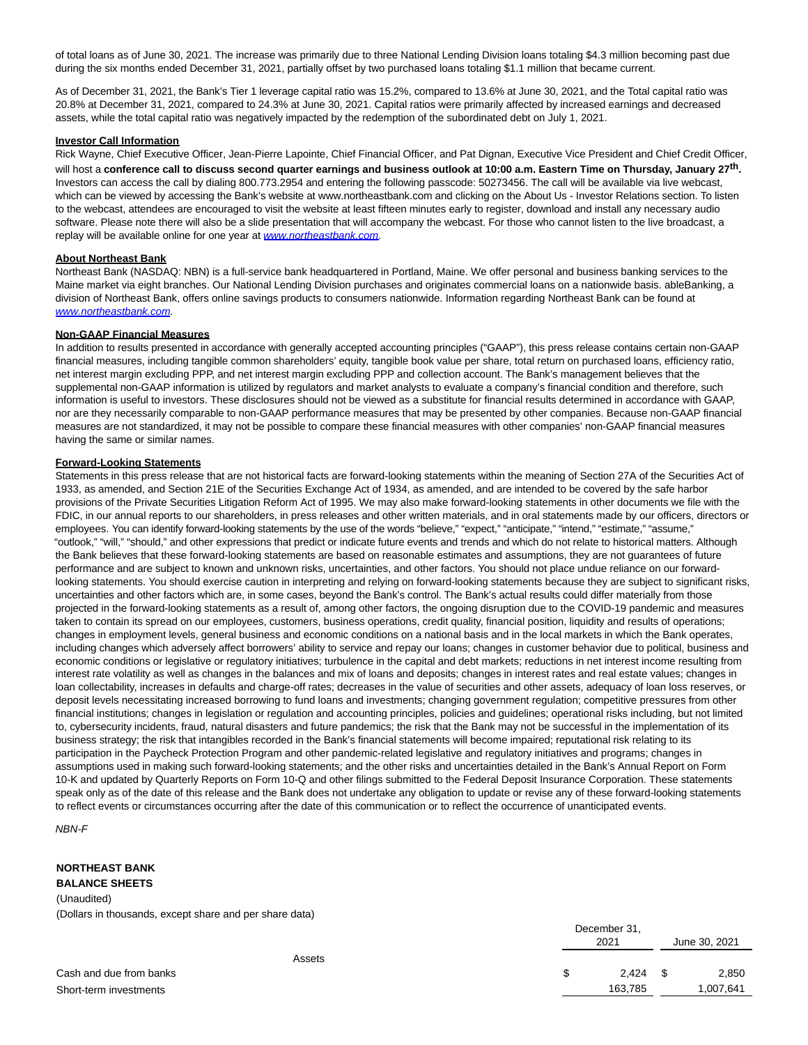of total loans as of June 30, 2021. The increase was primarily due to three National Lending Division loans totaling $4.3 million becoming past due during the six months ended December 31, 2021, partially offset by two purchased loans totaling $1.1 million that became current.

As of December 31, 2021, the Bank's Tier 1 leverage capital ratio was 15.2%, compared to 13.6% at June 30, 2021, and the Total capital ratio was 20.8% at December 31, 2021, compared to 24.3% at June 30, 2021. Capital ratios were primarily affected by increased earnings and decreased assets, while the total capital ratio was negatively impacted by the redemption of the subordinated debt on July 1, 2021.

**Investor Call Information**

Rick Wayne, Chief Executive Officer, Jean-Pierre Lapointe, Chief Financial Officer, and Pat Dignan, Executive Vice President and Chief Credit Officer, will host a **conference call to discuss second quarter earnings and business outlook at 10:00 a.m. Eastern Time on Thursday, January 27th.** Investors can access the call by dialing 800.773.2954 and entering the following passcode: 50273456. The call will be available via live webcast, which can be viewed by accessing the Bank's website at www.northeastbank.com and clicking on the About Us - Investor Relations section. To listen to the webcast, attendees are encouraged to visit the website at least fifteen minutes early to register, download and install any necessary audio software. Please note there will also be a slide presentation that will accompany the webcast. For those who cannot listen to the live broadcast, a replay will be available online for one year at *www.northeastbank.com*.

**About Northeast Bank**

Northeast Bank (NASDAQ: NBN) is a full-service bank headquartered in Portland, Maine. We offer personal and business banking services to the Maine market via eight branches. Our National Lending Division purchases and originates commercial loans on a nationwide basis. ableBanking, a division of Northeast Bank, offers online savings products to consumers nationwide. Information regarding Northeast Bank can be found at *www.northeastbank.com*.

**Non-GAAP Financial Measures**

In addition to results presented in accordance with generally accepted accounting principles ("GAAP"), this press release contains certain non-GAAP financial measures, including tangible common shareholders' equity, tangible book value per share, total return on purchased loans, efficiency ratio, net interest margin excluding PPP, and net interest margin excluding PPP and collection account. The Bank's management believes that the supplemental non-GAAP information is utilized by regulators and market analysts to evaluate a company's financial condition and therefore, such information is useful to investors. These disclosures should not be viewed as a substitute for financial results determined in accordance with GAAP, nor are they necessarily comparable to non-GAAP performance measures that may be presented by other companies. Because non-GAAP financial measures are not standardized, it may not be possible to compare these financial measures with other companies' non-GAAP financial measures having the same or similar names.

**Forward-Looking Statements**

Statements in this press release that are not historical facts are forward-looking statements within the meaning of Section 27A of the Securities Act of 1933, as amended, and Section 21E of the Securities Exchange Act of 1934, as amended, and are intended to be covered by the safe harbor provisions of the Private Securities Litigation Reform Act of 1995. We may also make forward-looking statements in other documents we file with the FDIC, in our annual reports to our shareholders, in press releases and other written materials, and in oral statements made by our officers, directors or employees. You can identify forward-looking statements by the use of the words "believe," "expect," "anticipate," "intend," "estimate," "assume," "outlook," "will," "should," and other expressions that predict or indicate future events and trends and which do not relate to historical matters. Although the Bank believes that these forward-looking statements are based on reasonable estimates and assumptions, they are not guarantees of future performance and are subject to known and unknown risks, uncertainties, and other factors. You should not place undue reliance on our forward-looking statements. You should exercise caution in interpreting and relying on forward-looking statements because they are subject to significant risks, uncertainties and other factors which are, in some cases, beyond the Bank's control. The Bank's actual results could differ materially from those projected in the forward-looking statements as a result of, among other factors, the ongoing disruption due to the COVID-19 pandemic and measures taken to contain its spread on our employees, customers, business operations, credit quality, financial position, liquidity and results of operations; changes in employment levels, general business and economic conditions on a national basis and in the local markets in which the Bank operates, including changes which adversely affect borrowers' ability to service and repay our loans; changes in customer behavior due to political, business and economic conditions or legislative or regulatory initiatives; turbulence in the capital and debt markets; reductions in net interest income resulting from interest rate volatility as well as changes in the balances and mix of loans and deposits; changes in interest rates and real estate values; changes in loan collectability, increases in defaults and charge-off rates; decreases in the value of securities and other assets, adequacy of loan loss reserves, or deposit levels necessitating increased borrowing to fund loans and investments; changing government regulation; competitive pressures from other financial institutions; changes in legislation or regulation and accounting principles, policies and guidelines; operational risks including, but not limited to, cybersecurity incidents, fraud, natural disasters and future pandemics; the risk that the Bank may not be successful in the implementation of its business strategy; the risk that intangibles recorded in the Bank's financial statements will become impaired; reputational risk relating to its participation in the Paycheck Protection Program and other pandemic-related legislative and regulatory initiatives and programs; changes in assumptions used in making such forward-looking statements; and the other risks and uncertainties detailed in the Bank's Annual Report on Form 10-K and updated by Quarterly Reports on Form 10-Q and other filings submitted to the Federal Deposit Insurance Corporation. These statements speak only as of the date of this release and the Bank does not undertake any obligation to update or revise any of these forward-looking statements to reflect events or circumstances occurring after the date of this communication or to reflect the occurrence of unanticipated events.

*NBN-F*

**NORTHEAST BANK**
**BALANCE SHEETS**
(Unaudited)
(Dollars in thousands, except share and per share data)

| | December 31, 2021 | June 30, 2021 |
|---|---|---|
| Assets | | |
| Cash and due from banks | $ 2,424 | $ 2,850 |
| Short-term investments | 163,785 | 1,007,641 |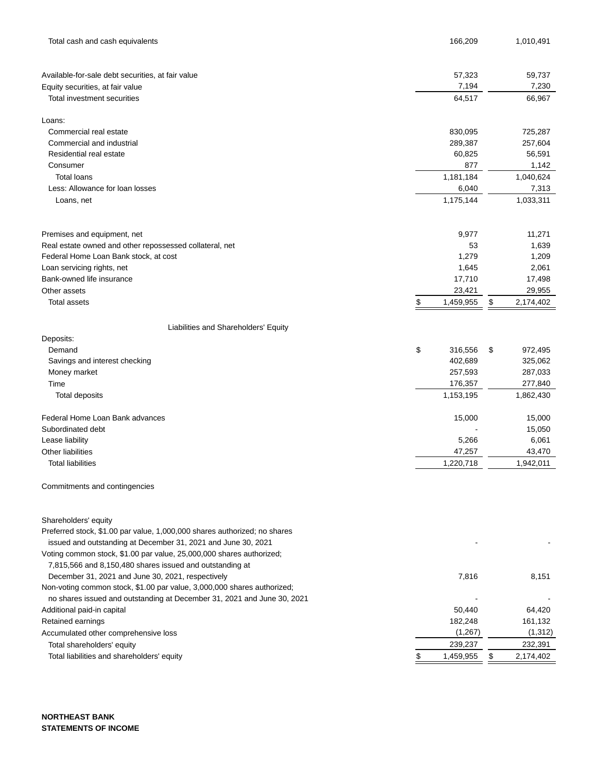| | | |
|---|---|---|
| Total cash and cash equivalents | 166,209 | 1,010,491 |
| | | |
| Available-for-sale debt securities, at fair value | 57,323 | 59,737 |
| Equity securities, at fair value | 7,194 | 7,230 |
| Total investment securities | 64,517 | 66,967 |
| | | |
| Loans: | | |
| Commercial real estate | 830,095 | 725,287 |
| Commercial and industrial | 289,387 | 257,604 |
| Residential real estate | 60,825 | 56,591 |
| Consumer | 877 | 1,142 |
| Total loans | 1,181,184 | 1,040,624 |
| Less: Allowance for loan losses | 6,040 | 7,313 |
| Loans, net | 1,175,144 | 1,033,311 |
| | | |
| Premises and equipment, net | 9,977 | 11,271 |
| Real estate owned and other repossessed collateral, net | 53 | 1,639 |
| Federal Home Loan Bank stock, at cost | 1,279 | 1,209 |
| Loan servicing rights, net | 1,645 | 2,061 |
| Bank-owned life insurance | 17,710 | 17,498 |
| Other assets | 23,421 | 29,955 |
| Total assets | $ 1,459,955 | $ 2,174,402 |
| | | |
| Liabilities and Shareholders' Equity | | |
| Deposits: | | |
| Demand | $ 316,556 | $ 972,495 |
| Savings and interest checking | 402,689 | 325,062 |
| Money market | 257,593 | 287,033 |
| Time | 176,357 | 277,840 |
| Total deposits | 1,153,195 | 1,862,430 |
| | | |
| Federal Home Loan Bank advances | 15,000 | 15,000 |
| Subordinated debt | - | 15,050 |
| Lease liability | 5,266 | 6,061 |
| Other liabilities | 47,257 | 43,470 |
| Total liabilities | 1,220,718 | 1,942,011 |
| | | |
| Commitments and contingencies | | |
| | | |
| Shareholders' equity | | |
| Preferred stock, $1.00 par value, 1,000,000 shares authorized; no shares issued and outstanding at December 31, 2021 and June 30, 2021 | - | - |
| Voting common stock, $1.00 par value, 25,000,000 shares authorized; 7,815,566 and 8,150,480 shares issued and outstanding at December 31, 2021 and June 30, 2021, respectively | 7,816 | 8,151 |
| Non-voting common stock, $1.00 par value, 3,000,000 shares authorized; no shares issued and outstanding at December 31, 2021 and June 30, 2021 | - | - |
| Additional paid-in capital | 50,440 | 64,420 |
| Retained earnings | 182,248 | 161,132 |
| Accumulated other comprehensive loss | (1,267) | (1,312) |
| Total shareholders' equity | 239,237 | 232,391 |
| Total liabilities and shareholders' equity | $ 1,459,955 | $ 2,174,402 |

**NORTHEAST BANK**
**STATEMENTS OF INCOME**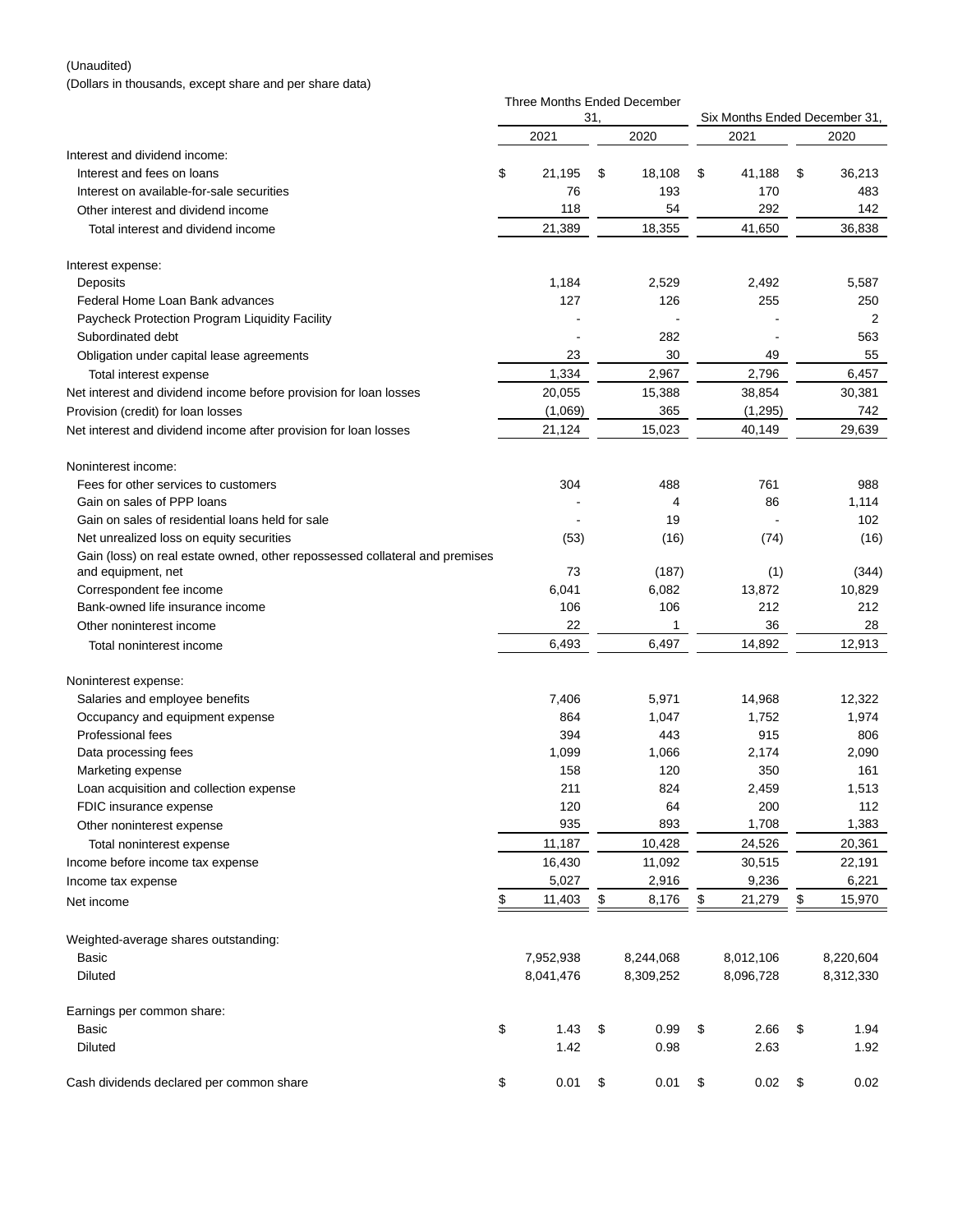(Unaudited)

(Dollars in thousands, except share and per share data)

| | Three Months Ended December 31, | | Six Months Ended December 31, | |
|---|---|---|---|---|
| | 2021 | 2020 | 2021 | 2020 |
| Interest and dividend income: | | | | |
| Interest and fees on loans | $ 21,195 | $ 18,108 | $ 41,188 | $ 36,213 |
| Interest on available-for-sale securities | 76 | 193 | 170 | 483 |
| Other interest and dividend income | 118 | 54 | 292 | 142 |
| Total interest and dividend income | 21,389 | 18,355 | 41,650 | 36,838 |
| Interest expense: | | | | |
| Deposits | 1,184 | 2,529 | 2,492 | 5,587 |
| Federal Home Loan Bank advances | 127 | 126 | 255 | 250 |
| Paycheck Protection Program Liquidity Facility | - | - | - | 2 |
| Subordinated debt | - | 282 | - | 563 |
| Obligation under capital lease agreements | 23 | 30 | 49 | 55 |
| Total interest expense | 1,334 | 2,967 | 2,796 | 6,457 |
| Net interest and dividend income before provision for loan losses | 20,055 | 15,388 | 38,854 | 30,381 |
| Provision (credit) for loan losses | (1,069) | 365 | (1,295) | 742 |
| Net interest and dividend income after provision for loan losses | 21,124 | 15,023 | 40,149 | 29,639 |
| Noninterest income: | | | | |
| Fees for other services to customers | 304 | 488 | 761 | 988 |
| Gain on sales of PPP loans | - | 4 | 86 | 1,114 |
| Gain on sales of residential loans held for sale | - | 19 | - | 102 |
| Net unrealized loss on equity securities | (53) | (16) | (74) | (16) |
| Gain (loss) on real estate owned, other repossessed collateral and premises and equipment, net | 73 | (187) | (1) | (344) |
| Correspondent fee income | 6,041 | 6,082 | 13,872 | 10,829 |
| Bank-owned life insurance income | 106 | 106 | 212 | 212 |
| Other noninterest income | 22 | 1 | 36 | 28 |
| Total noninterest income | 6,493 | 6,497 | 14,892 | 12,913 |
| Noninterest expense: | | | | |
| Salaries and employee benefits | 7,406 | 5,971 | 14,968 | 12,322 |
| Occupancy and equipment expense | 864 | 1,047 | 1,752 | 1,974 |
| Professional fees | 394 | 443 | 915 | 806 |
| Data processing fees | 1,099 | 1,066 | 2,174 | 2,090 |
| Marketing expense | 158 | 120 | 350 | 161 |
| Loan acquisition and collection expense | 211 | 824 | 2,459 | 1,513 |
| FDIC insurance expense | 120 | 64 | 200 | 112 |
| Other noninterest expense | 935 | 893 | 1,708 | 1,383 |
| Total noninterest expense | 11,187 | 10,428 | 24,526 | 20,361 |
| Income before income tax expense | 16,430 | 11,092 | 30,515 | 22,191 |
| Income tax expense | 5,027 | 2,916 | 9,236 | 6,221 |
| Net income | $ 11,403 | $ 8,176 | $ 21,279 | $ 15,970 |
| Weighted-average shares outstanding: | | | | |
| Basic | 7,952,938 | 8,244,068 | 8,012,106 | 8,220,604 |
| Diluted | 8,041,476 | 8,309,252 | 8,096,728 | 8,312,330 |
| Earnings per common share: | | | | |
| Basic | $ 1.43 | $ 0.99 | $ 2.66 | $ 1.94 |
| Diluted | 1.42 | 0.98 | 2.63 | 1.92 |
| Cash dividends declared per common share | $ 0.01 | $ 0.01 | $ 0.02 | $ 0.02 |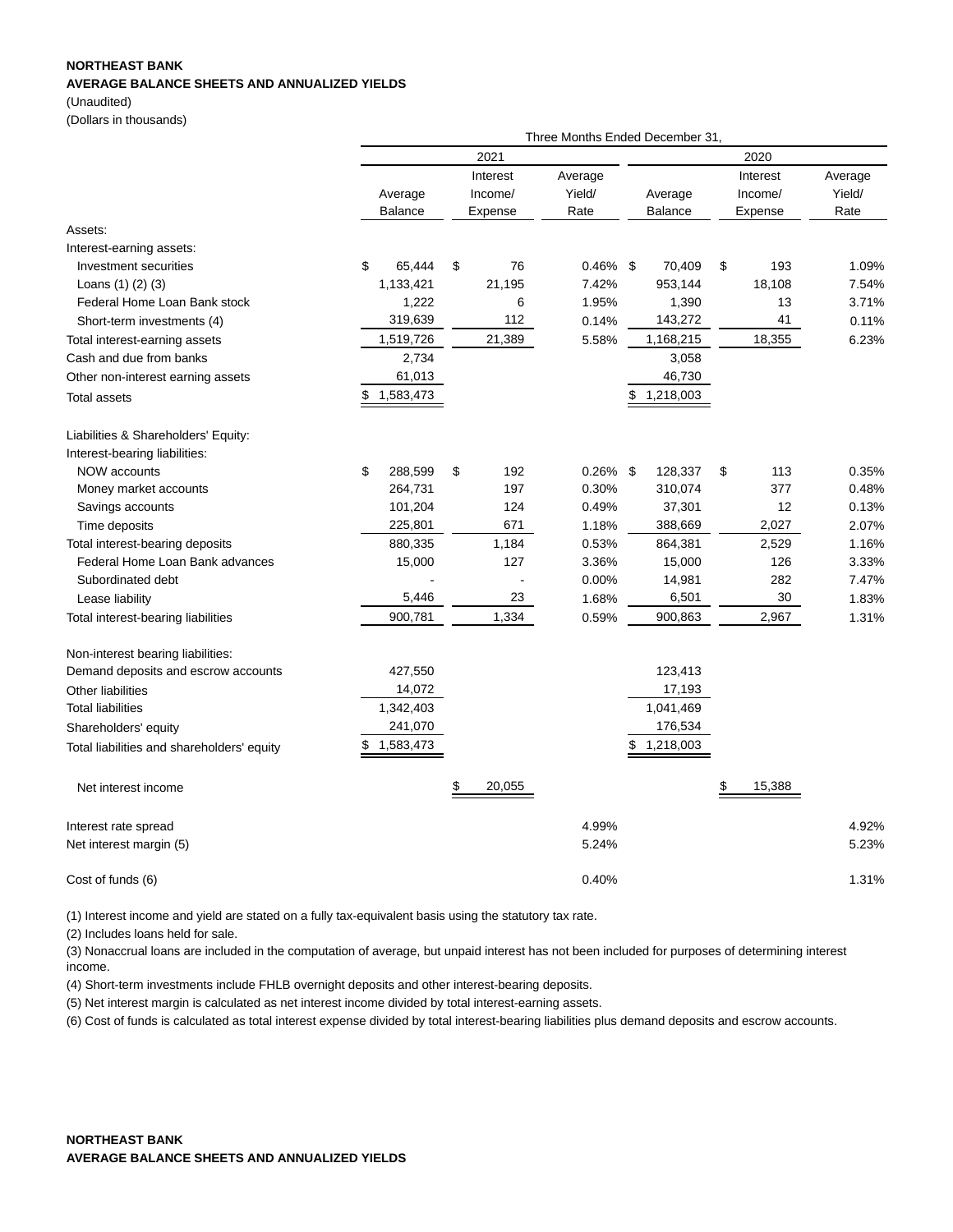**NORTHEAST BANK**

**AVERAGE BALANCE SHEETS AND ANNUALIZED YIELDS**

(Unaudited)

(Dollars in thousands)

| | Three Months Ended December 31, | | | | | |
|---|---|---|---|---|---|---|
| | 2021 | | | 2020 | | |
| | Average Balance | Interest Income/ Expense | Average Yield/ Rate | Average Balance | Interest Income/ Expense | Average Yield/ Rate |
| Assets: | | | | | | |
| Interest-earning assets: | | | | | | |
| Investment securities | $ 65,444 | $ 76 | 0.46% | $ 70,409 | $ 193 | 1.09% |
| Loans (1) (2) (3) | 1,133,421 | 21,195 | 7.42% | 953,144 | 18,108 | 7.54% |
| Federal Home Loan Bank stock | 1,222 | 6 | 1.95% | 1,390 | 13 | 3.71% |
| Short-term investments (4) | 319,639 | 112 | 0.14% | 143,272 | 41 | 0.11% |
| Total interest-earning assets | 1,519,726 | 21,389 | 5.58% | 1,168,215 | 18,355 | 6.23% |
| Cash and due from banks | 2,734 | | | 3,058 | | |
| Other non-interest earning assets | 61,013 | | | 46,730 | | |
| Total assets | $ 1,583,473 | | | $ 1,218,003 | | |
| | | | | | | |
| Liabilities & Shareholders' Equity: | | | | | | |
| Interest-bearing liabilities: | | | | | | |
| NOW accounts | $ 288,599 | $ 192 | 0.26% | $ 128,337 | $ 113 | 0.35% |
| Money market accounts | 264,731 | 197 | 0.30% | 310,074 | 377 | 0.48% |
| Savings accounts | 101,204 | 124 | 0.49% | 37,301 | 12 | 0.13% |
| Time deposits | 225,801 | 671 | 1.18% | 388,669 | 2,027 | 2.07% |
| Total interest-bearing deposits | 880,335 | 1,184 | 0.53% | 864,381 | 2,529 | 1.16% |
| Federal Home Loan Bank advances | 15,000 | 127 | 3.36% | 15,000 | 126 | 3.33% |
| Subordinated debt | - | - | 0.00% | 14,981 | 282 | 7.47% |
| Lease liability | 5,446 | 23 | 1.68% | 6,501 | 30 | 1.83% |
| Total interest-bearing liabilities | 900,781 | 1,334 | 0.59% | 900,863 | 2,967 | 1.31% |
| | | | | | | |
| Non-interest bearing liabilities: | | | | | | |
| Demand deposits and escrow accounts | 427,550 | | | 123,413 | | |
| Other liabilities | 14,072 | | | 17,193 | | |
| Total liabilities | 1,342,403 | | | 1,041,469 | | |
| Shareholders' equity | 241,070 | | | 176,534 | | |
| Total liabilities and shareholders' equity | $ 1,583,473 | | | $ 1,218,003 | | |
| | | | | | | |
| Net interest income | | $ 20,055 | | | $ 15,388 | |
| | | | | | | |
| Interest rate spread | | | 4.99% | | | 4.92% |
| Net interest margin (5) | | | 5.24% | | | 5.23% |
| | | | | | | |
| Cost of funds (6) | | | 0.40% | | | 1.31% |

(1) Interest income and yield are stated on a fully tax-equivalent basis using the statutory tax rate.

(2) Includes loans held for sale.

(3) Nonaccrual loans are included in the computation of average, but unpaid interest has not been included for purposes of determining interest income.

(4) Short-term investments include FHLB overnight deposits and other interest-bearing deposits.

(5) Net interest margin is calculated as net interest income divided by total interest-earning assets.

(6) Cost of funds is calculated as total interest expense divided by total interest-bearing liabilities plus demand deposits and escrow accounts.

**NORTHEAST BANK**

**AVERAGE BALANCE SHEETS AND ANNUALIZED YIELDS**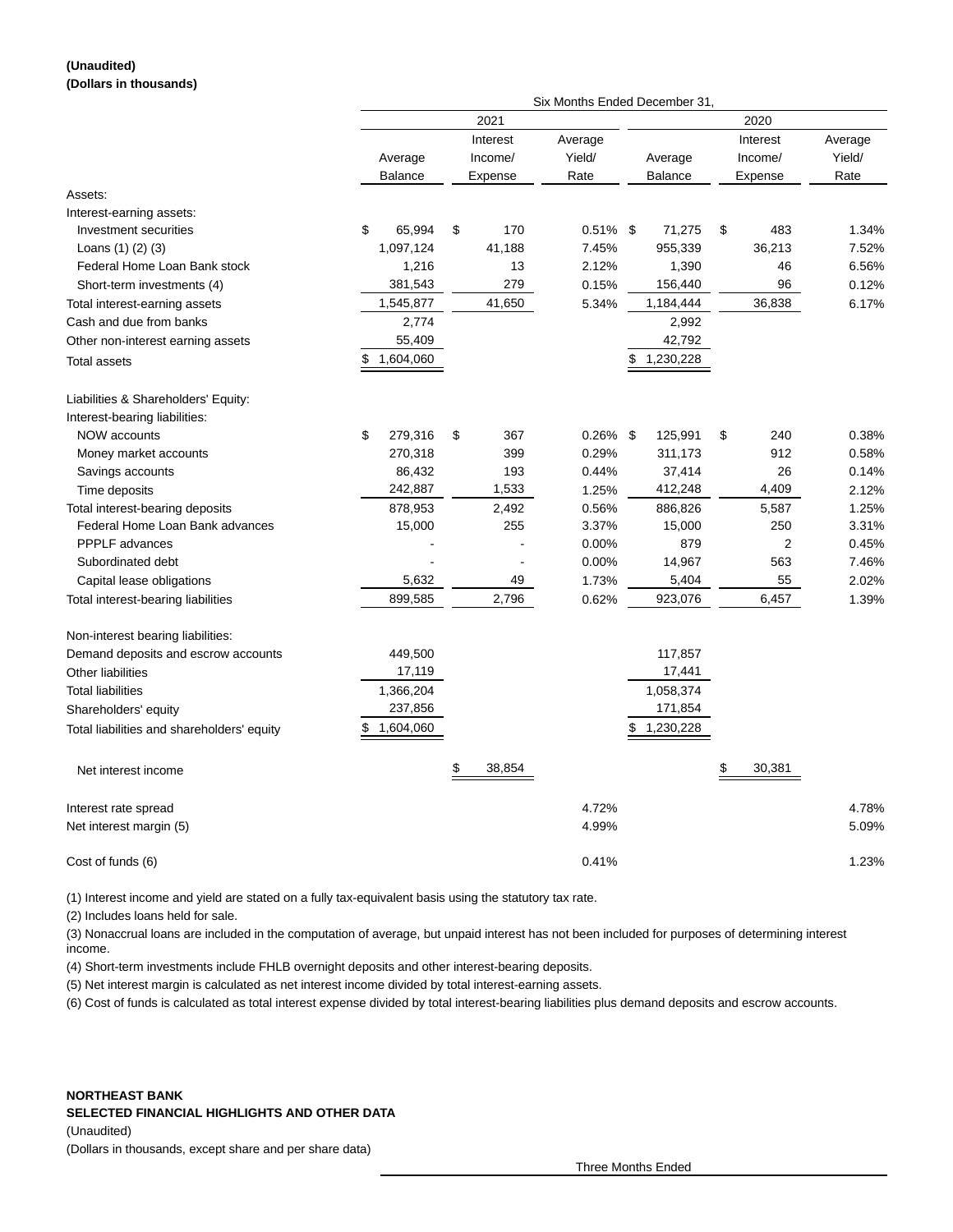**(Unaudited)**
**(Dollars in thousands)**

| | Six Months Ended December 31, | | | | | |
|---|---|---|---|---|---|---|
| | 2021 | | | 2020 | | |
| | Average Balance | Interest Income/ Expense | Average Yield/ Rate | Average Balance | Interest Income/ Expense | Average Yield/ Rate |
| Assets: | | | | | | |
| Interest-earning assets: | | | | | | |
| Investment securities | $ 65,994 | $ 170 | 0.51% | $ 71,275 | $ 483 | 1.34% |
| Loans (1) (2) (3) | 1,097,124 | 41,188 | 7.45% | 955,339 | 36,213 | 7.52% |
| Federal Home Loan Bank stock | 1,216 | 13 | 2.12% | 1,390 | 46 | 6.56% |
| Short-term investments (4) | 381,543 | 279 | 0.15% | 156,440 | 96 | 0.12% |
| Total interest-earning assets | 1,545,877 | 41,650 | 5.34% | 1,184,444 | 36,838 | 6.17% |
| Cash and due from banks | 2,774 | | | 2,992 | | |
| Other non-interest earning assets | 55,409 | | | 42,792 | | |
| Total assets | $ 1,604,060 | | | $ 1,230,228 | | |
| | | | | | | |
| Liabilities & Shareholders' Equity: | | | | | | |
| Interest-bearing liabilities: | | | | | | |
| NOW accounts | $ 279,316 | $ 367 | 0.26% | $ 125,991 | $ 240 | 0.38% |
| Money market accounts | 270,318 | 399 | 0.29% | 311,173 | 912 | 0.58% |
| Savings accounts | 86,432 | 193 | 0.44% | 37,414 | 26 | 0.14% |
| Time deposits | 242,887 | 1,533 | 1.25% | 412,248 | 4,409 | 2.12% |
| Total interest-bearing deposits | 878,953 | 2,492 | 0.56% | 886,826 | 5,587 | 1.25% |
| Federal Home Loan Bank advances | 15,000 | 255 | 3.37% | 15,000 | 250 | 3.31% |
| PPPLF advances | - | - | 0.00% | 879 | 2 | 0.45% |
| Subordinated debt | - | - | 0.00% | 14,967 | 563 | 7.46% |
| Capital lease obligations | 5,632 | 49 | 1.73% | 5,404 | 55 | 2.02% |
| Total interest-bearing liabilities | 899,585 | 2,796 | 0.62% | 923,076 | 6,457 | 1.39% |
| | | | | | | |
| Non-interest bearing liabilities: | | | | | | |
| Demand deposits and escrow accounts | 449,500 | | | 117,857 | | |
| Other liabilities | 17,119 | | | 17,441 | | |
| Total liabilities | 1,366,204 | | | 1,058,374 | | |
| Shareholders' equity | 237,856 | | | 171,854 | | |
| Total liabilities and shareholders' equity | $ 1,604,060 | | | $ 1,230,228 | | |
| | | | | | | |
| Net interest income | | $ 38,854 | | | $ 30,381 | |
| | | | | | | |
| Interest rate spread | | | 4.72% | | | 4.78% |
| Net interest margin (5) | | | 4.99% | | | 5.09% |
| | | | | | | |
| Cost of funds (6) | | | 0.41% | | | 1.23% |

(1) Interest income and yield are stated on a fully tax-equivalent basis using the statutory tax rate.

(2) Includes loans held for sale.

(3) Nonaccrual loans are included in the computation of average, but unpaid interest has not been included for purposes of determining interest income.

(4) Short-term investments include FHLB overnight deposits and other interest-bearing deposits.

(5) Net interest margin is calculated as net interest income divided by total interest-earning assets.

(6) Cost of funds is calculated as total interest expense divided by total interest-bearing liabilities plus demand deposits and escrow accounts.

**NORTHEAST BANK**
**SELECTED FINANCIAL HIGHLIGHTS AND OTHER DATA**
(Unaudited)
(Dollars in thousands, except share and per share data)

Three Months Ended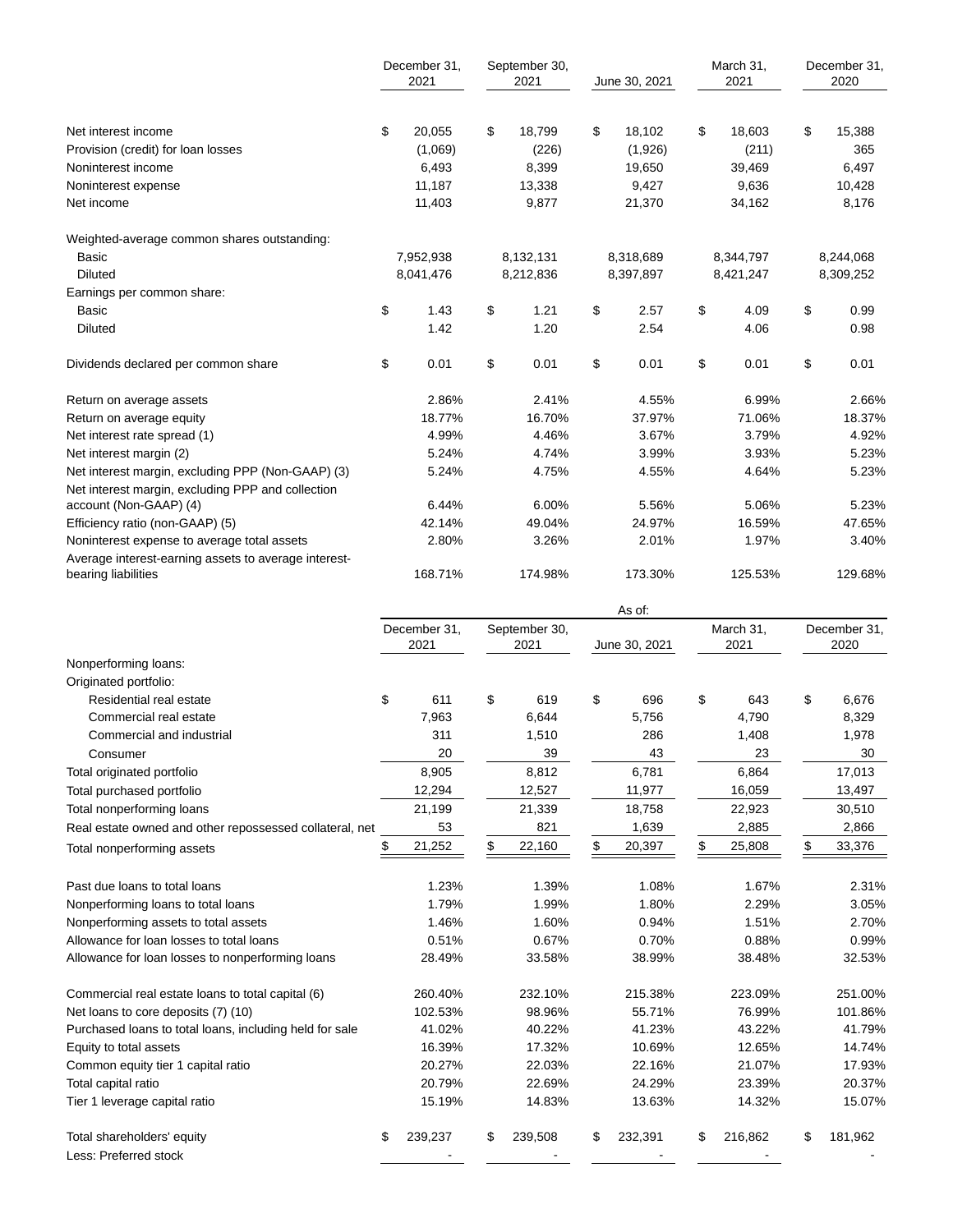| | December 31, 2021 | September 30, 2021 | June 30, 2021 | March 31, 2021 | December 31, 2020 |
|---|---|---|---|---|---|
| Net interest income | $ 20,055 | $ 18,799 | $ 18,102 | $ 18,603 | $ 15,388 |
| Provision (credit) for loan losses | (1,069) | (226) | (1,926) | (211) | 365 |
| Noninterest income | 6,493 | 8,399 | 19,650 | 39,469 | 6,497 |
| Noninterest expense | 11,187 | 13,338 | 9,427 | 9,636 | 10,428 |
| Net income | 11,403 | 9,877 | 21,370 | 34,162 | 8,176 |
| Weighted-average common shares outstanding: | | | | | |
| Basic | 7,952,938 | 8,132,131 | 8,318,689 | 8,344,797 | 8,244,068 |
| Diluted | 8,041,476 | 8,212,836 | 8,397,897 | 8,421,247 | 8,309,252 |
| Earnings per common share: | | | | | |
| Basic | $ 1.43 | $ 1.21 | $ 2.57 | $ 4.09 | $ 0.99 |
| Diluted | 1.42 | 1.20 | 2.54 | 4.06 | 0.98 |
| Dividends declared per common share | $ 0.01 | $ 0.01 | $ 0.01 | $ 0.01 | $ 0.01 |
| Return on average assets | 2.86% | 2.41% | 4.55% | 6.99% | 2.66% |
| Return on average equity | 18.77% | 16.70% | 37.97% | 71.06% | 18.37% |
| Net interest rate spread (1) | 4.99% | 4.46% | 3.67% | 3.79% | 4.92% |
| Net interest margin (2) | 5.24% | 4.74% | 3.99% | 3.93% | 5.23% |
| Net interest margin, excluding PPP (Non-GAAP) (3) | 5.24% | 4.75% | 4.55% | 4.64% | 5.23% |
| Net interest margin, excluding PPP and collection account (Non-GAAP) (4) | 6.44% | 6.00% | 5.56% | 5.06% | 5.23% |
| Efficiency ratio (non-GAAP) (5) | 42.14% | 49.04% | 24.97% | 16.59% | 47.65% |
| Noninterest expense to average total assets | 2.80% | 3.26% | 2.01% | 1.97% | 3.40% |
| Average interest-earning assets to average interest-bearing liabilities | 168.71% | 174.98% | 173.30% | 125.53% | 129.68% |

| | As of: | | | | |
|---|---|---|---|---|---|
| | December 31, 2021 | September 30, 2021 | June 30, 2021 | March 31, 2021 | December 31, 2020 |
| Nonperforming loans: | | | | | |
| Originated portfolio: | | | | | |
| Residential real estate | $ 611 | $ 619 | $ 696 | $ 643 | $ 6,676 |
| Commercial real estate | 7,963 | 6,644 | 5,756 | 4,790 | 8,329 |
| Commercial and industrial | 311 | 1,510 | 286 | 1,408 | 1,978 |
| Consumer | 20 | 39 | 43 | 23 | 30 |
| Total originated portfolio | 8,905 | 8,812 | 6,781 | 6,864 | 17,013 |
| Total purchased portfolio | 12,294 | 12,527 | 11,977 | 16,059 | 13,497 |
| Total nonperforming loans | 21,199 | 21,339 | 18,758 | 22,923 | 30,510 |
| Real estate owned and other repossessed collateral, net | 53 | 821 | 1,639 | 2,885 | 2,866 |
| Total nonperforming assets | $ 21,252 | $ 22,160 | $ 20,397 | $ 25,808 | $ 33,376 |
| Past due loans to total loans | 1.23% | 1.39% | 1.08% | 1.67% | 2.31% |
| Nonperforming loans to total loans | 1.79% | 1.99% | 1.80% | 2.29% | 3.05% |
| Nonperforming assets to total assets | 1.46% | 1.60% | 0.94% | 1.51% | 2.70% |
| Allowance for loan losses to total loans | 0.51% | 0.67% | 0.70% | 0.88% | 0.99% |
| Allowance for loan losses to nonperforming loans | 28.49% | 33.58% | 38.99% | 38.48% | 32.53% |
| Commercial real estate loans to total capital (6) | 260.40% | 232.10% | 215.38% | 223.09% | 251.00% |
| Net loans to core deposits (7) (10) | 102.53% | 98.96% | 55.71% | 76.99% | 101.86% |
| Purchased loans to total loans, including held for sale | 41.02% | 40.22% | 41.23% | 43.22% | 41.79% |
| Equity to total assets | 16.39% | 17.32% | 10.69% | 12.65% | 14.74% |
| Common equity tier 1 capital ratio | 20.27% | 22.03% | 22.16% | 21.07% | 17.93% |
| Total capital ratio | 20.79% | 22.69% | 24.29% | 23.39% | 20.37% |
| Tier 1 leverage capital ratio | 15.19% | 14.83% | 13.63% | 14.32% | 15.07% |
| Total shareholders' equity | $ 239,237 | $ 239,508 | $ 232,391 | $ 216,862 | $ 181,962 |
| Less: Preferred stock | - | - | - | - | - |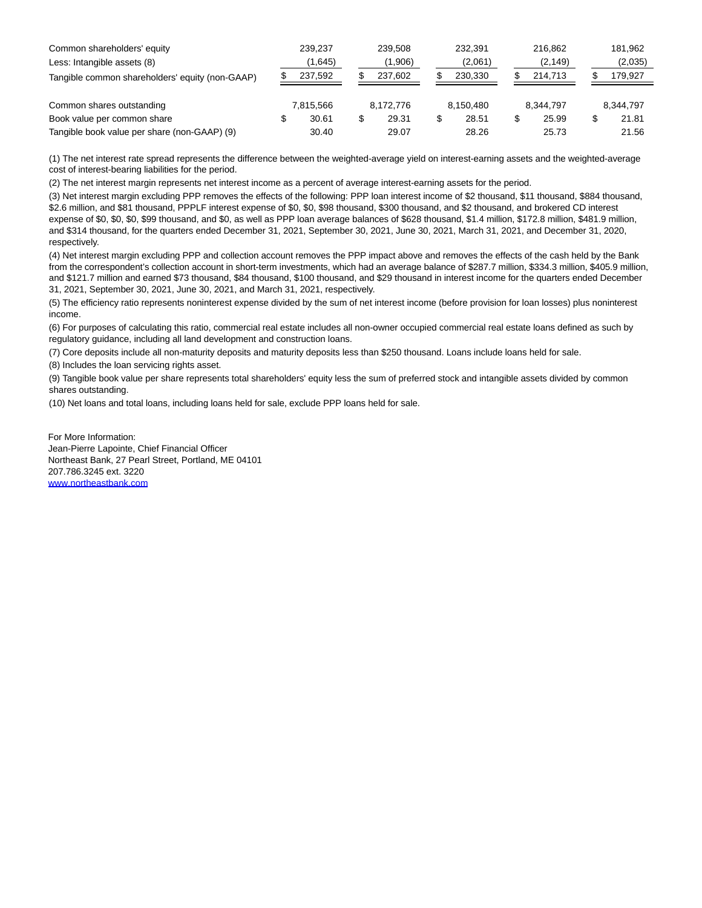| | | | | | |
|---|---|---|---|---|---|
| Common shareholders' equity | 239,237 | 239,508 | 232,391 | 216,862 | 181,962 |
| Less: Intangible assets (8) | (1,645) | (1,906) | (2,061) | (2,149) | (2,035) |
| Tangible common shareholders' equity (non-GAAP) | $ 237,592 | $ 237,602 | $ 230,330 | $ 214,713 | $ 179,927 |
| | | | | | |
| Common shares outstanding | 7,815,566 | 8,172,776 | 8,150,480 | 8,344,797 | 8,344,797 |
| Book value per common share | $ 30.61 | $ 29.31 | $ 28.51 | $ 25.99 | $ 21.81 |
| Tangible book value per share (non-GAAP) (9) | 30.40 | 29.07 | 28.26 | 25.73 | 21.56 |

(1) The net interest rate spread represents the difference between the weighted-average yield on interest-earning assets and the weighted-average cost of interest-bearing liabilities for the period.

(2) The net interest margin represents net interest income as a percent of average interest-earning assets for the period.

(3) Net interest margin excluding PPP removes the effects of the following: PPP loan interest income of $2 thousand, $11 thousand, $884 thousand, $2.6 million, and $81 thousand, PPPLF interest expense of $0, $0, $98 thousand, $300 thousand, and $2 thousand, and brokered CD interest expense of $0, $0, $0, $99 thousand, and $0, as well as PPP loan average balances of $628 thousand, $1.4 million, $172.8 million, $481.9 million, and $314 thousand, for the quarters ended December 31, 2021, September 30, 2021, June 30, 2021, March 31, 2021, and December 31, 2020, respectively.

(4) Net interest margin excluding PPP and collection account removes the PPP impact above and removes the effects of the cash held by the Bank from the correspondent's collection account in short-term investments, which had an average balance of $287.7 million, $334.3 million, $405.9 million, and $121.7 million and earned $73 thousand, $84 thousand, $100 thousand, and $29 thousand in interest income for the quarters ended December 31, 2021, September 30, 2021, June 30, 2021, and March 31, 2021, respectively.

(5) The efficiency ratio represents noninterest expense divided by the sum of net interest income (before provision for loan losses) plus noninterest income.

(6) For purposes of calculating this ratio, commercial real estate includes all non-owner occupied commercial real estate loans defined as such by regulatory guidance, including all land development and construction loans.

(7) Core deposits include all non-maturity deposits and maturity deposits less than $250 thousand. Loans include loans held for sale.

(8) Includes the loan servicing rights asset.

(9) Tangible book value per share represents total shareholders' equity less the sum of preferred stock and intangible assets divided by common shares outstanding.

(10) Net loans and total loans, including loans held for sale, exclude PPP loans held for sale.

For More Information:
Jean-Pierre Lapointe, Chief Financial Officer
Northeast Bank, 27 Pearl Street, Portland, ME 04101
207.786.3245 ext. 3220
www.northeastbank.com